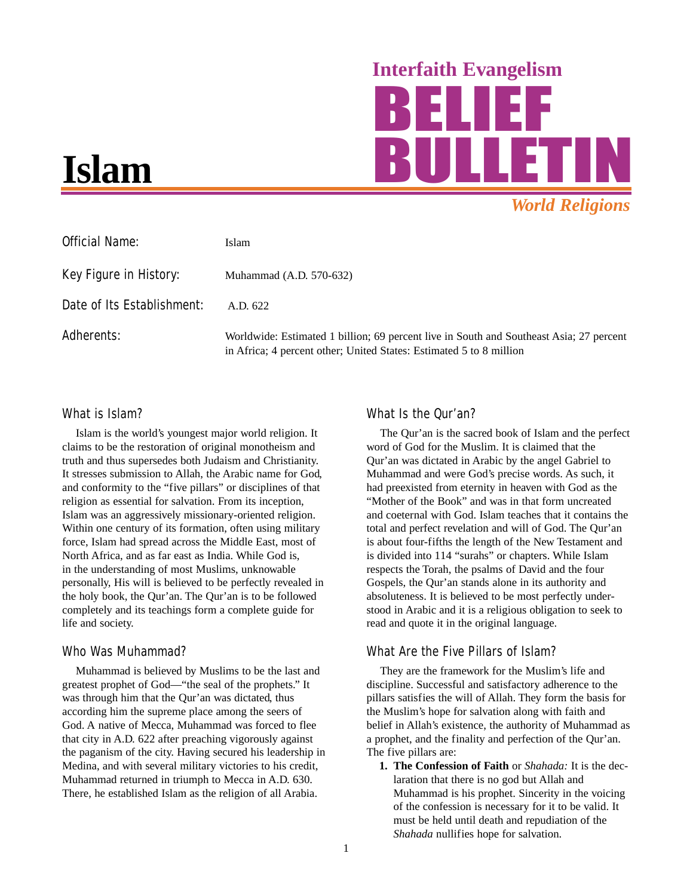Interfaith Evangelism

# BELIEF BULLETIN

*World Religions*

# Islam

| | |
|---|---|
| Official Name: | Islam |
| Key Figure in History: | Muhammad (A.D. 570-632) |
| Date of Its Establishment: | A.D. 622 |
| Adherents: | Worldwide: Estimated 1 billion; 69 percent live in South and Southeast Asia; 27 percent in Africa; 4 percent other; United States: Estimated 5 to 8 million |

## What is Islam?

Islam is the world's youngest major world religion. It claims to be the restoration of original monotheism and truth and thus supersedes both Judaism and Christianity. It stresses submission to Allah, the Arabic name for God, and conformity to the "five pillars" or disciplines of that religion as essential for salvation. From its inception, Islam was an aggressively missionary-oriented religion. Within one century of its formation, often using military force, Islam had spread across the Middle East, most of North Africa, and as far east as India. While God is, in the understanding of most Muslims, unknowable personally, His will is believed to be perfectly revealed in the holy book, the Qur'an. The Qur'an is to be followed completely and its teachings form a complete guide for life and society.

## Who Was Muhammad?

Muhammad is believed by Muslims to be the last and greatest prophet of God—"the seal of the prophets." It was through him that the Qur'an was dictated, thus according him the supreme place among the seers of God. A native of Mecca, Muhammad was forced to flee that city in A.D. 622 after preaching vigorously against the paganism of the city. Having secured his leadership in Medina, and with several military victories to his credit, Muhammad returned in triumph to Mecca in A.D. 630. There, he established Islam as the religion of all Arabia.

## What Is the Qur'an?

The Qur'an is the sacred book of Islam and the perfect word of God for the Muslim. It is claimed that the Qur'an was dictated in Arabic by the angel Gabriel to Muhammad and were God's precise words. As such, it had preexisted from eternity in heaven with God as the "Mother of the Book" and was in that form uncreated and coeternal with God. Islam teaches that it contains the total and perfect revelation and will of God. The Qur'an is about four-fifths the length of the New Testament and is divided into 114 "surahs" or chapters. While Islam respects the Torah, the psalms of David and the four Gospels, the Qur'an stands alone in its authority and absoluteness. It is believed to be most perfectly understood in Arabic and it is a religious obligation to seek to read and quote it in the original language.

## What Are the Five Pillars of Islam?

They are the framework for the Muslim's life and discipline. Successful and satisfactory adherence to the pillars satisfies the will of Allah. They form the basis for the Muslim's hope for salvation along with faith and belief in Allah's existence, the authority of Muhammad as a prophet, and the finality and perfection of the Qur'an. The five pillars are:

1. **The Confession of Faith** or *Shahada:* It is the declaration that there is no god but Allah and Muhammad is his prophet. Sincerity in the voicing of the confession is necessary for it to be valid. It must be held until death and repudiation of the *Shahada* nullifies hope for salvation.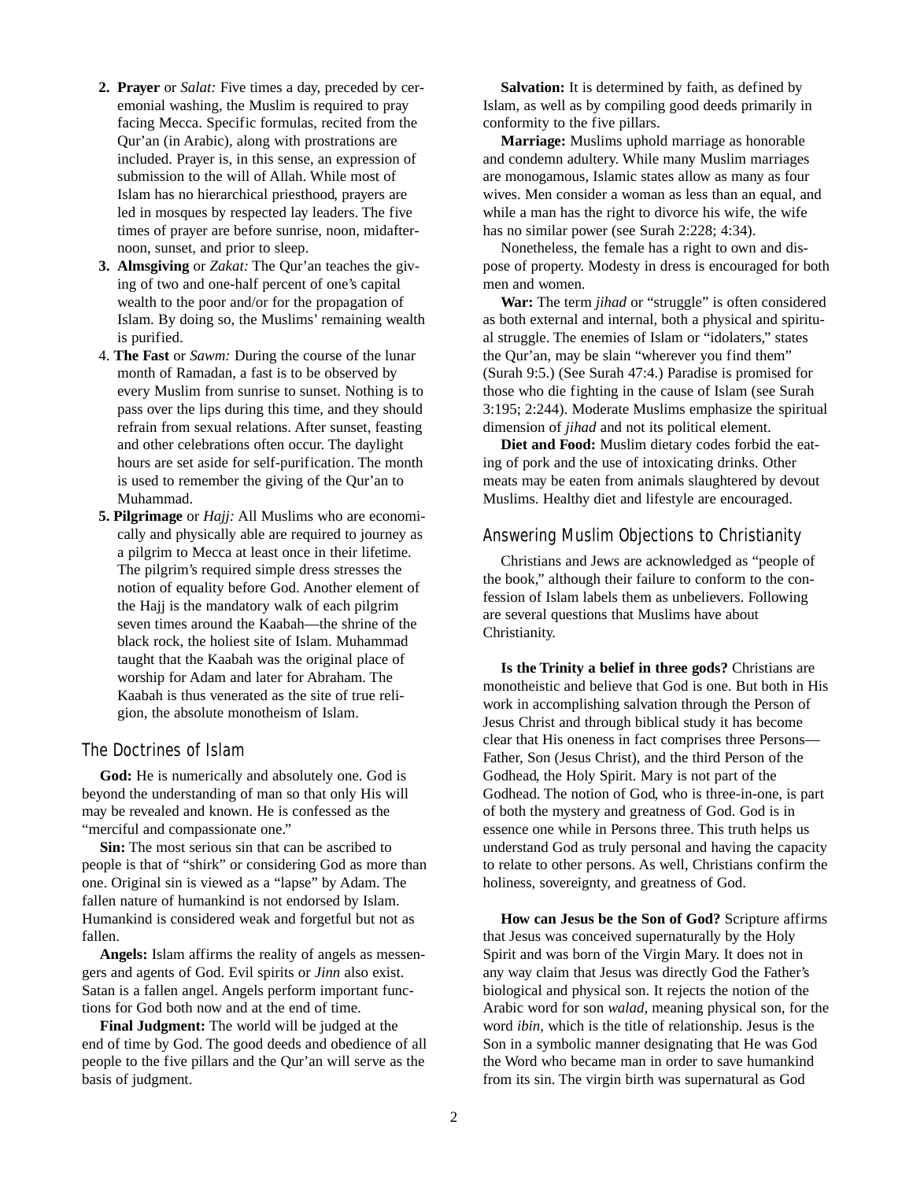2. **Prayer** or *Salat:* Five times a day, preceded by ceremonial washing, the Muslim is required to pray facing Mecca. Specific formulas, recited from the Qur'an (in Arabic), along with prostrations are included. Prayer is, in this sense, an expression of submission to the will of Allah. While most of Islam has no hierarchical priesthood, prayers are led in mosques by respected lay leaders. The five times of prayer are before sunrise, noon, midafternoon, sunset, and prior to sleep.
3. **Almsgiving** or *Zakat:* The Qur'an teaches the giving of two and one-half percent of one's capital wealth to the poor and/or for the propagation of Islam. By doing so, the Muslims' remaining wealth is purified.
4. **The Fast** or *Sawm:* During the course of the lunar month of Ramadan, a fast is to be observed by every Muslim from sunrise to sunset. Nothing is to pass over the lips during this time, and they should refrain from sexual relations. After sunset, feasting and other celebrations often occur. The daylight hours are set aside for self-purification. The month is used to remember the giving of the Qur'an to Muhammad.
5. **Pilgrimage** or *Hajj:* All Muslims who are economically and physically able are required to journey as a pilgrim to Mecca at least once in their lifetime. The pilgrim's required simple dress stresses the notion of equality before God. Another element of the Hajj is the mandatory walk of each pilgrim seven times around the Kaabah—the shrine of the black rock, the holiest site of Islam. Muhammad taught that the Kaabah was the original place of worship for Adam and later for Abraham. The Kaabah is thus venerated as the site of true religion, the absolute monotheism of Islam.

## The Doctrines of Islam

**God:** He is numerically and absolutely one. God is beyond the understanding of man so that only His will may be revealed and known. He is confessed as the "merciful and compassionate one."

**Sin:** The most serious sin that can be ascribed to people is that of "shirk" or considering God as more than one. Original sin is viewed as a "lapse" by Adam. The fallen nature of humankind is not endorsed by Islam. Humankind is considered weak and forgetful but not as fallen.

**Angels:** Islam affirms the reality of angels as messengers and agents of God. Evil spirits or *Jinn* also exist. Satan is a fallen angel. Angels perform important functions for God both now and at the end of time.

**Final Judgment:** The world will be judged at the end of time by God. The good deeds and obedience of all people to the five pillars and the Qur'an will serve as the basis of judgment.

**Salvation:** It is determined by faith, as defined by Islam, as well as by compiling good deeds primarily in conformity to the five pillars.

**Marriage:** Muslims uphold marriage as honorable and condemn adultery. While many Muslim marriages are monogamous, Islamic states allow as many as four wives. Men consider a woman as less than an equal, and while a man has the right to divorce his wife, the wife has no similar power (see Surah 2:228; 4:34).

Nonetheless, the female has a right to own and dispose of property. Modesty in dress is encouraged for both men and women.

**War:** The term *jihad* or "struggle" is often considered as both external and internal, both a physical and spiritual struggle. The enemies of Islam or "idolaters," states the Qur'an, may be slain "wherever you find them" (Surah 9:5.) (See Surah 47:4.) Paradise is promised for those who die fighting in the cause of Islam (see Surah 3:195; 2:244). Moderate Muslims emphasize the spiritual dimension of *jihad* and not its political element.

**Diet and Food:** Muslim dietary codes forbid the eating of pork and the use of intoxicating drinks. Other meats may be eaten from animals slaughtered by devout Muslims. Healthy diet and lifestyle are encouraged.

## Answering Muslim Objections to Christianity

Christians and Jews are acknowledged as "people of the book," although their failure to conform to the confession of Islam labels them as unbelievers. Following are several questions that Muslims have about Christianity.

**Is the Trinity a belief in three gods?** Christians are monotheistic and believe that God is one. But both in His work in accomplishing salvation through the Person of Jesus Christ and through biblical study it has become clear that His oneness in fact comprises three Persons—Father, Son (Jesus Christ), and the third Person of the Godhead, the Holy Spirit. Mary is not part of the Godhead. The notion of God, who is three-in-one, is part of both the mystery and greatness of God. God is in essence one while in Persons three. This truth helps us understand God as truly personal and having the capacity to relate to other persons. As well, Christians confirm the holiness, sovereignty, and greatness of God.

**How can Jesus be the Son of God?** Scripture affirms that Jesus was conceived supernaturally by the Holy Spirit and was born of the Virgin Mary. It does not in any way claim that Jesus was directly God the Father's biological and physical son. It rejects the notion of the Arabic word for son *walad,* meaning physical son, for the word *ibin,* which is the title of relationship. Jesus is the Son in a symbolic manner designating that He was God the Word who became man in order to save humankind from its sin. The virgin birth was supernatural as God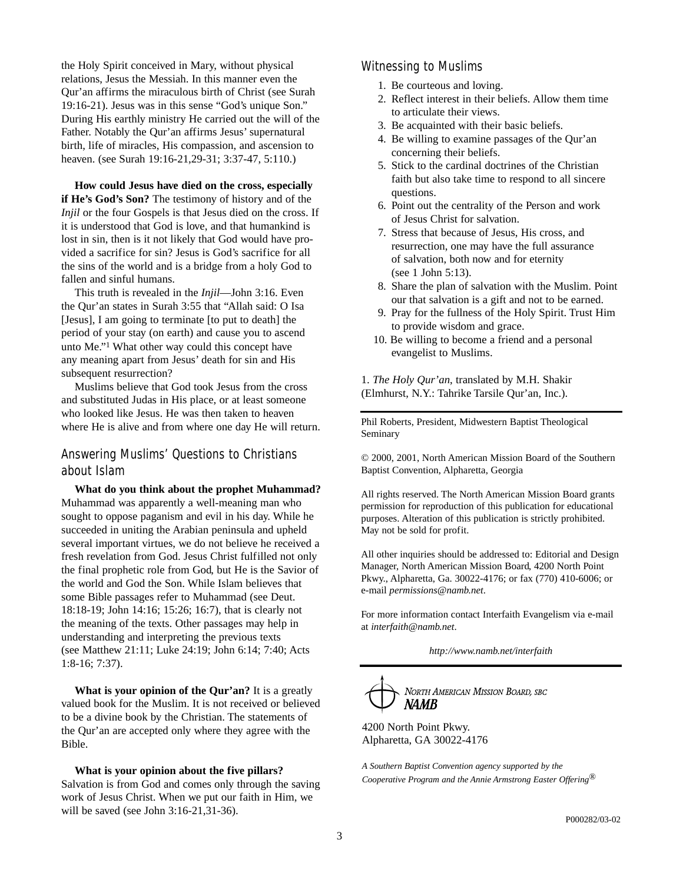the Holy Spirit conceived in Mary, without physical relations, Jesus the Messiah. In this manner even the Qur'an affirms the miraculous birth of Christ (see Surah 19:16-21). Jesus was in this sense "God's unique Son." During His earthly ministry He carried out the will of the Father. Notably the Qur'an affirms Jesus' supernatural birth, life of miracles, His compassion, and ascension to heaven. (see Surah 19:16-21,29-31; 3:37-47, 5:110.)

**How could Jesus have died on the cross, especially if He's God's Son?** The testimony of history and of the *Injil* or the four Gospels is that Jesus died on the cross. If it is understood that God is love, and that humankind is lost in sin, then is it not likely that God would have provided a sacrifice for sin? Jesus is God's sacrifice for all the sins of the world and is a bridge from a holy God to fallen and sinful humans.

This truth is revealed in the *Injil*—John 3:16. Even the Qur'an states in Surah 3:55 that "Allah said: O Isa [Jesus], I am going to terminate [to put to death] the period of your stay (on earth) and cause you to ascend unto Me."[1] What other way could this concept have any meaning apart from Jesus' death for sin and His subsequent resurrection?

Muslims believe that God took Jesus from the cross and substituted Judas in His place, or at least someone who looked like Jesus. He was then taken to heaven where He is alive and from where one day He will return.

## Answering Muslims' Questions to Christians about Islam

**What do you think about the prophet Muhammad?** Muhammad was apparently a well-meaning man who sought to oppose paganism and evil in his day. While he succeeded in uniting the Arabian peninsula and upheld several important virtues, we do not believe he received a fresh revelation from God. Jesus Christ fulfilled not only the final prophetic role from God, but He is the Savior of the world and God the Son. While Islam believes that some Bible passages refer to Muhammad (see Deut. 18:18-19; John 14:16; 15:26; 16:7), that is clearly not the meaning of the texts. Other passages may help in understanding and interpreting the previous texts (see Matthew 21:11; Luke 24:19; John 6:14; 7:40; Acts 1:8-16; 7:37).

**What is your opinion of the Qur'an?** It is a greatly valued book for the Muslim. It is not received or believed to be a divine book by the Christian. The statements of the Qur'an are accepted only where they agree with the Bible.

**What is your opinion about the five pillars?** Salvation is from God and comes only through the saving work of Jesus Christ. When we put our faith in Him, we will be saved (see John 3:16-21,31-36).

## Witnessing to Muslims

1. Be courteous and loving.
2. Reflect interest in their beliefs. Allow them time to articulate their views.
3. Be acquainted with their basic beliefs.
4. Be willing to examine passages of the Qur'an concerning their beliefs.
5. Stick to the cardinal doctrines of the Christian faith but also take time to respond to all sincere questions.
6. Point out the centrality of the Person and work of Jesus Christ for salvation.
7. Stress that because of Jesus, His cross, and resurrection, one may have the full assurance of salvation, both now and for eternity (see 1 John 5:13).
8. Share the plan of salvation with the Muslim. Point our that salvation is a gift and not to be earned.
9. Pray for the fullness of the Holy Spirit. Trust Him to provide wisdom and grace.
10. Be willing to become a friend and a personal evangelist to Muslims.

1. *The Holy Qur'an*, translated by M.H. Shakir (Elmhurst, N.Y.: Tahrike Tarsile Qur'an, Inc.).

---

Phil Roberts, President, Midwestern Baptist Theological Seminary

© 2000, 2001, North American Mission Board of the Southern Baptist Convention, Alpharetta, Georgia

All rights reserved. The North American Mission Board grants permission for reproduction of this publication for educational purposes. Alteration of this publication is strictly prohibited. May not be sold for profit.

All other inquiries should be addressed to: Editorial and Design Manager, North American Mission Board, 4200 North Point Pkwy., Alpharetta, Ga. 30022-4176; or fax (770) 410-6006; or e-mail *permissions@namb.net*.

For more information contact Interfaith Evangelism via e-mail at *interfaith@namb.net*.

*http://www.namb.net/interfaith*

---

NORTH AMERICAN MISSION BOARD, SBC
***NAMB***

4200 North Point Pkwy.
Alpharetta, GA 30022-4176

*A Southern Baptist Convention agency supported by the Cooperative Program and the Annie Armstrong Easter Offering®*

P000282/03-02